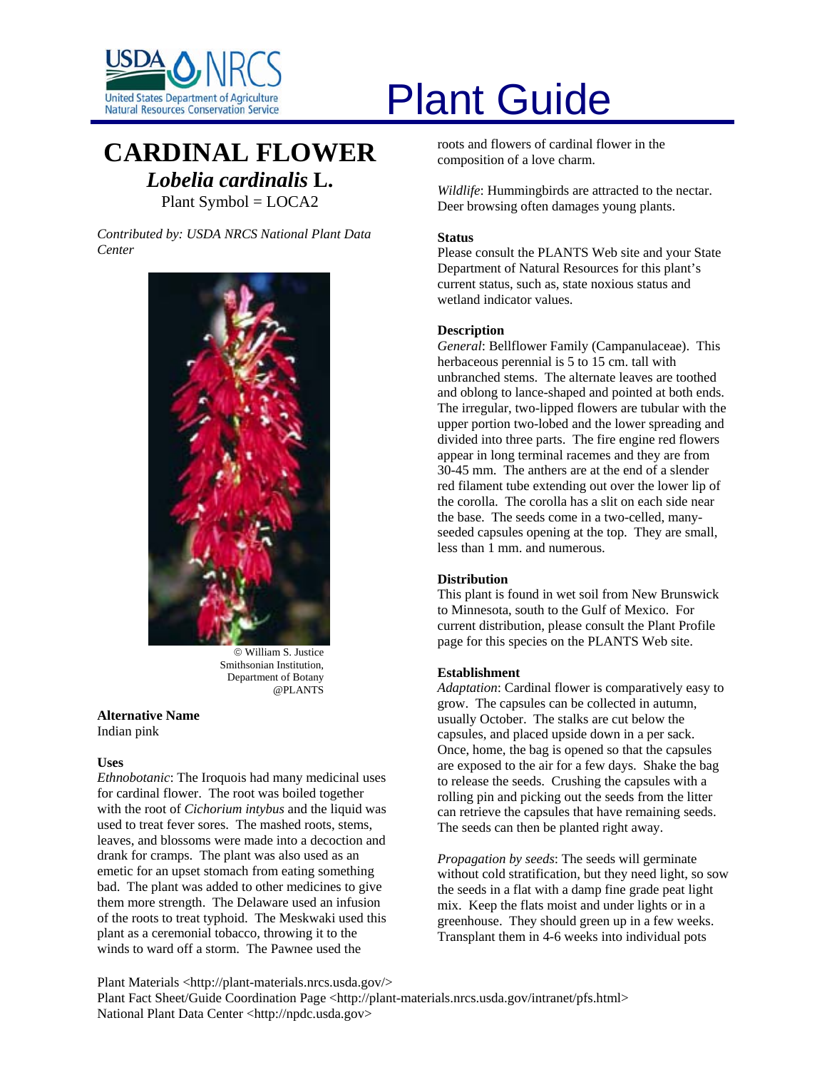# Plant Guide

# CARDINAL FLOWER

## *Lobelia cardinalis* L.

Plant Symbol = LOCA2

*Contributed by: USDA NRCS National Plant Data Center*

© William S. Justice
Smithsonian Institution,
Department of Botany
@PLANTS

### Alternative Name

Indian pink

### Uses

*Ethnobotanic*: The Iroquois had many medicinal uses for cardinal flower. The root was boiled together with the root of *Cichorium intybus* and the liquid was used to treat fever sores. The mashed roots, stems, leaves, and blossoms were made into a decoction and drank for cramps. The plant was also used as an emetic for an upset stomach from eating something bad. The plant was added to other medicines to give them more strength. The Delaware used an infusion of the roots to treat typhoid. The Meskwaki used this plant as a ceremonial tobacco, throwing it to the winds to ward off a storm. The Pawnee used the roots and flowers of cardinal flower in the composition of a love charm.

*Wildlife*: Hummingbirds are attracted to the nectar. Deer browsing often damages young plants.

### Status

Please consult the PLANTS Web site and your State Department of Natural Resources for this plant's current status, such as, state noxious status and wetland indicator values.

### Description

*General*: Bellflower Family (Campanulaceae). This herbaceous perennial is 5 to 15 cm. tall with unbranched stems. The alternate leaves are toothed and oblong to lance-shaped and pointed at both ends. The irregular, two-lipped flowers are tubular with the upper portion two-lobed and the lower spreading and divided into three parts. The fire engine red flowers appear in long terminal racemes and they are from 30-45 mm. The anthers are at the end of a slender red filament tube extending out over the lower lip of the corolla. The corolla has a slit on each side near the base. The seeds come in a two-celled, many-seeded capsules opening at the top. They are small, less than 1 mm. and numerous.

### Distribution

This plant is found in wet soil from New Brunswick to Minnesota, south to the Gulf of Mexico. For current distribution, please consult the Plant Profile page for this species on the PLANTS Web site.

### Establishment

*Adaptation*: Cardinal flower is comparatively easy to grow. The capsules can be collected in autumn, usually October. The stalks are cut below the capsules, and placed upside down in a per sack. Once, home, the bag is opened so that the capsules are exposed to the air for a few days. Shake the bag to release the seeds. Crushing the capsules with a rolling pin and picking out the seeds from the litter can retrieve the capsules that have remaining seeds. The seeds can then be planted right away.

*Propagation by seeds*: The seeds will germinate without cold stratification, but they need light, so sow the seeds in a flat with a damp fine grade peat light mix. Keep the flats moist and under lights or in a greenhouse. They should green up in a few weeks. Transplant them in 4-6 weeks into individual pots

Plant Materials <http://plant-materials.nrcs.usda.gov/>
Plant Fact Sheet/Guide Coordination Page <http://plant-materials.nrcs.usda.gov/intranet/pfs.html>
National Plant Data Center <http://npdc.usda.gov>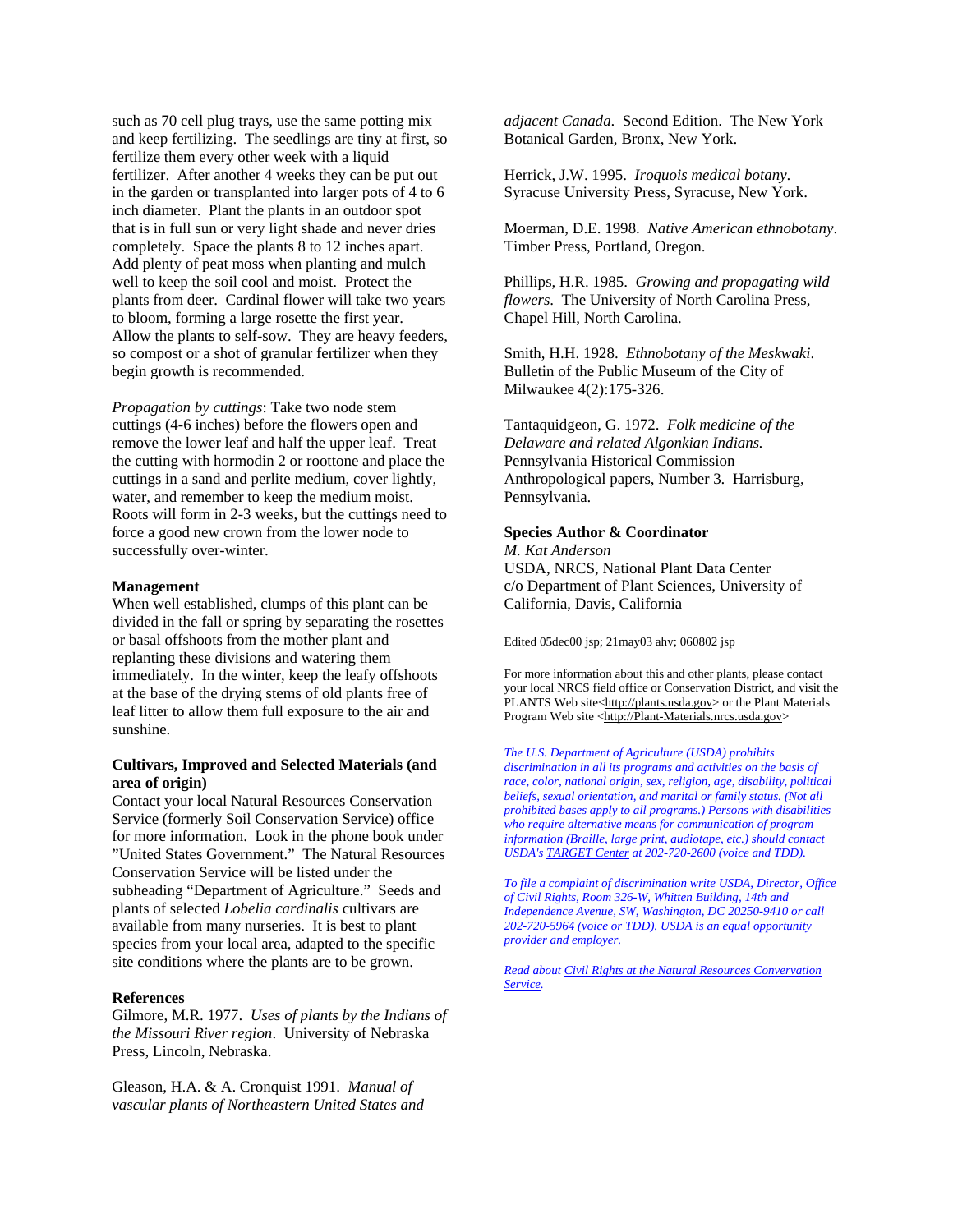such as 70 cell plug trays, use the same potting mix and keep fertilizing. The seedlings are tiny at first, so fertilize them every other week with a liquid fertilizer. After another 4 weeks they can be put out in the garden or transplanted into larger pots of 4 to 6 inch diameter. Plant the plants in an outdoor spot that is in full sun or very light shade and never dries completely. Space the plants 8 to 12 inches apart. Add plenty of peat moss when planting and mulch well to keep the soil cool and moist. Protect the plants from deer. Cardinal flower will take two years to bloom, forming a large rosette the first year. Allow the plants to self-sow. They are heavy feeders, so compost or a shot of granular fertilizer when they begin growth is recommended.

*Propagation by cuttings*: Take two node stem cuttings (4-6 inches) before the flowers open and remove the lower leaf and half the upper leaf. Treat the cutting with hormodin 2 or roottone and place the cuttings in a sand and perlite medium, cover lightly, water, and remember to keep the medium moist. Roots will form in 2-3 weeks, but the cuttings need to force a good new crown from the lower node to successfully over-winter.

**Management**

When well established, clumps of this plant can be divided in the fall or spring by separating the rosettes or basal offshoots from the mother plant and replanting these divisions and watering them immediately. In the winter, keep the leafy offshoots at the base of the drying stems of old plants free of leaf litter to allow them full exposure to the air and sunshine.

**Cultivars, Improved and Selected Materials (and area of origin)**

Contact your local Natural Resources Conservation Service (formerly Soil Conservation Service) office for more information. Look in the phone book under "United States Government." The Natural Resources Conservation Service will be listed under the subheading "Department of Agriculture." Seeds and plants of selected *Lobelia cardinalis* cultivars are available from many nurseries. It is best to plant species from your local area, adapted to the specific site conditions where the plants are to be grown.

**References**

Gilmore, M.R. 1977. *Uses of plants by the Indians of the Missouri River region*. University of Nebraska Press, Lincoln, Nebraska.

Gleason, H.A. & A. Cronquist 1991. *Manual of vascular plants of Northeastern United States and adjacent Canada*. Second Edition. The New York Botanical Garden, Bronx, New York.

Herrick, J.W. 1995. *Iroquois medical botany*. Syracuse University Press, Syracuse, New York.

Moerman, D.E. 1998. *Native American ethnobotany*. Timber Press, Portland, Oregon.

Phillips, H.R. 1985. *Growing and propagating wild flowers*. The University of North Carolina Press, Chapel Hill, North Carolina.

Smith, H.H. 1928. *Ethnobotany of the Meskwaki*. Bulletin of the Public Museum of the City of Milwaukee 4(2):175-326.

Tantaquidgeon, G. 1972. *Folk medicine of the Delaware and related Algonkian Indians.* Pennsylvania Historical Commission Anthropological papers, Number 3. Harrisburg, Pennsylvania.

**Species Author & Coordinator**

*M. Kat Anderson*
USDA, NRCS, National Plant Data Center
c/o Department of Plant Sciences, University of California, Davis, California

Edited 05dec00 jsp; 21may03 ahv; 060802 jsp

For more information about this and other plants, please contact your local NRCS field office or Conservation District, and visit the PLANTS Web site<http://plants.usda.gov> or the Plant Materials Program Web site <http://Plant-Materials.nrcs.usda.gov>

*The U.S. Department of Agriculture (USDA) prohibits discrimination in all its programs and activities on the basis of race, color, national origin, sex, religion, age, disability, political beliefs, sexual orientation, and marital or family status. (Not all prohibited bases apply to all programs.) Persons with disabilities who require alternative means for communication of program information (Braille, large print, audiotape, etc.) should contact USDA's TARGET Center at 202-720-2600 (voice and TDD).*

*To file a complaint of discrimination write USDA, Director, Office of Civil Rights, Room 326-W, Whitten Building, 14th and Independence Avenue, SW, Washington, DC 20250-9410 or call 202-720-5964 (voice or TDD). USDA is an equal opportunity provider and employer.*

*Read about Civil Rights at the Natural Resources Conservation Service.*